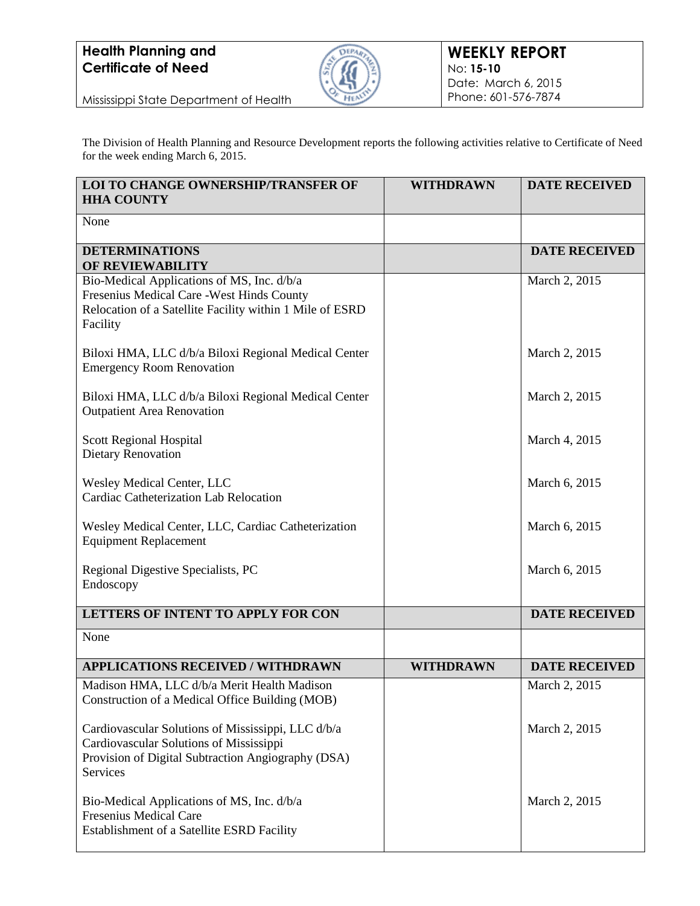**Health Planning and Certificate of Need**

Mississippi State Department of Health

**WEEKLY REPORT**
No: **15-10**
Date: March 6, 2015
Phone: 601-576-7874

The Division of Health Planning and Resource Development reports the following activities relative to Certificate of Need for the week ending March 6, 2015.

| LOI TO CHANGE OWNERSHIP/TRANSFER OF HHA COUNTY | WITHDRAWN | DATE RECEIVED |
|---|---|---|
| None | | |
| **DETERMINATIONS OF REVIEWABILITY** | | **DATE RECEIVED** |
| Bio-Medical Applications of MS, Inc. d/b/a Fresenius Medical Care -West Hinds County Relocation of a Satellite Facility within 1 Mile of ESRD Facility | | March 2, 2015 |
| Biloxi HMA, LLC d/b/a Biloxi Regional Medical Center Emergency Room Renovation | | March 2, 2015 |
| Biloxi HMA, LLC d/b/a Biloxi Regional Medical Center Outpatient Area Renovation | | March 2, 2015 |
| Scott Regional Hospital Dietary Renovation | | March 4, 2015 |
| Wesley Medical Center, LLC Cardiac Catheterization Lab Relocation | | March 6, 2015 |
| Wesley Medical Center, LLC, Cardiac Catheterization Equipment Replacement | | March 6, 2015 |
| Regional Digestive Specialists, PC Endoscopy | | March 6, 2015 |
| **LETTERS OF INTENT TO APPLY FOR CON** | | **DATE RECEIVED** |
| None | | |
| **APPLICATIONS RECEIVED / WITHDRAWN** | **WITHDRAWN** | **DATE RECEIVED** |
| Madison HMA, LLC d/b/a Merit Health Madison Construction of a Medical Office Building (MOB) | | March 2, 2015 |
| Cardiovascular Solutions of Mississippi, LLC d/b/a Cardiovascular Solutions of Mississippi Provision of Digital Subtraction Angiography (DSA) Services | | March 2, 2015 |
| Bio-Medical Applications of MS, Inc. d/b/a Fresenius Medical Care Establishment of a Satellite ESRD Facility | | March 2, 2015 |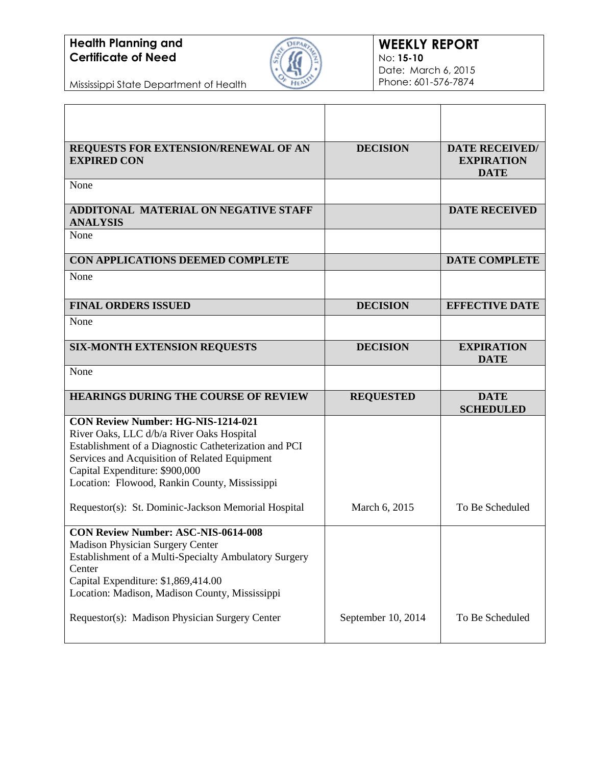| | | |
|---|---|---|
| **REQUESTS FOR EXTENSION/RENEWAL OF AN EXPIRED CON** | **DECISION** | **DATE RECEIVED/ EXPIRATION DATE** |
| None | | |
| **ADDITONAL MATERIAL ON NEGATIVE STAFF ANALYSIS** | | **DATE RECEIVED** |
| None | | |
| **CON APPLICATIONS DEEMED COMPLETE** | | **DATE COMPLETE** |
| None | | |
| **FINAL ORDERS ISSUED** | **DECISION** | **EFFECTIVE DATE** |
| None | | |
| **SIX-MONTH EXTENSION REQUESTS** | **DECISION** | **EXPIRATION DATE** |
| None | | |
| **HEARINGS DURING THE COURSE OF REVIEW** | **REQUESTED** | **DATE SCHEDULED** |
| **CON Review Number: HG-NIS-1214-021**<br>River Oaks, LLC d/b/a River Oaks Hospital<br>Establishment of a Diagnostic Catheterization and PCI Services and Acquisition of Related Equipment<br>Capital Expenditure: $900,000<br>Location: Flowood, Rankin County, Mississippi<br><br>Requestor(s): St. Dominic-Jackson Memorial Hospital | March 6, 2015 | To Be Scheduled |
| **CON Review Number: ASC-NIS-0614-008**<br>Madison Physician Surgery Center<br>Establishment of a Multi-Specialty Ambulatory Surgery Center<br>Capital Expenditure: $1,869,414.00<br>Location: Madison, Madison County, Mississippi<br><br>Requestor(s): Madison Physician Surgery Center | September 10, 2014 | To Be Scheduled |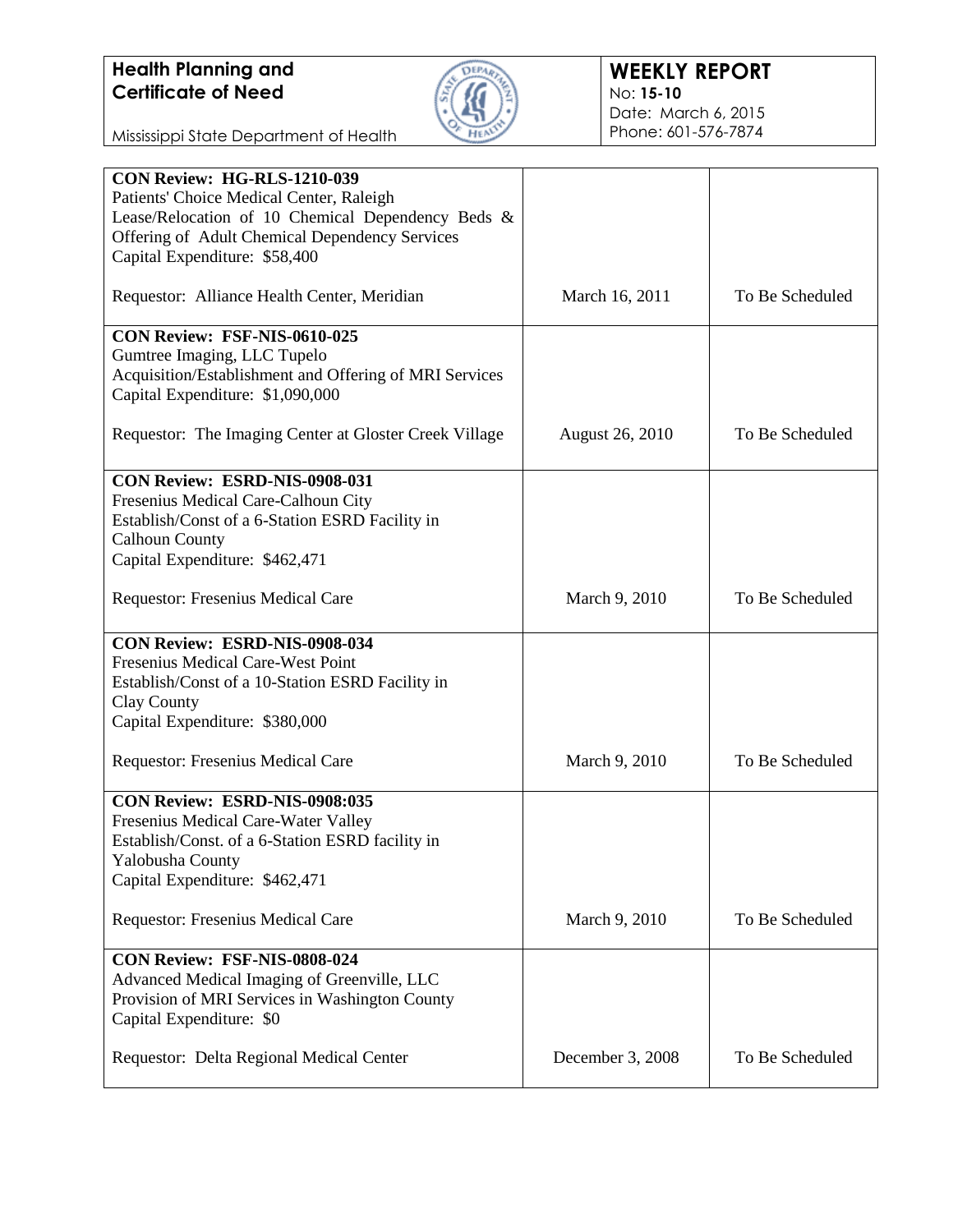**Health Planning and Certificate of Need**

Mississippi State Department of Health

**WEEKLY REPORT**
No: **15-10**
Date: March 6, 2015
Phone: 601-576-7874

| | | |
|---|---|---|
| **CON Review: HG-RLS-1210-039**<br>Patients' Choice Medical Center, Raleigh<br>Lease/Relocation of 10 Chemical Dependency Beds & Offering of Adult Chemical Dependency Services<br>Capital Expenditure: $58,400<br><br>Requestor: Alliance Health Center, Meridian | March 16, 2011 | To Be Scheduled |
| **CON Review: FSF-NIS-0610-025**<br>Gumtree Imaging, LLC Tupelo<br>Acquisition/Establishment and Offering of MRI Services<br>Capital Expenditure: $1,090,000<br><br>Requestor: The Imaging Center at Gloster Creek Village | August 26, 2010 | To Be Scheduled |
| **CON Review: ESRD-NIS-0908-031**<br>Fresenius Medical Care-Calhoun City<br>Establish/Const of a 6-Station ESRD Facility in Calhoun County<br>Capital Expenditure: $462,471<br><br>Requestor: Fresenius Medical Care | March 9, 2010 | To Be Scheduled |
| **CON Review: ESRD-NIS-0908-034**<br>Fresenius Medical Care-West Point<br>Establish/Const of a 10-Station ESRD Facility in Clay County<br>Capital Expenditure: $380,000<br><br>Requestor: Fresenius Medical Care | March 9, 2010 | To Be Scheduled |
| **CON Review: ESRD-NIS-0908:035**<br>Fresenius Medical Care-Water Valley<br>Establish/Const. of a 6-Station ESRD facility in Yalobusha County<br>Capital Expenditure: $462,471<br><br>Requestor: Fresenius Medical Care | March 9, 2010 | To Be Scheduled |
| **CON Review: FSF-NIS-0808-024**<br>Advanced Medical Imaging of Greenville, LLC<br>Provision of MRI Services in Washington County<br>Capital Expenditure: $0<br><br>Requestor: Delta Regional Medical Center | December 3, 2008 | To Be Scheduled |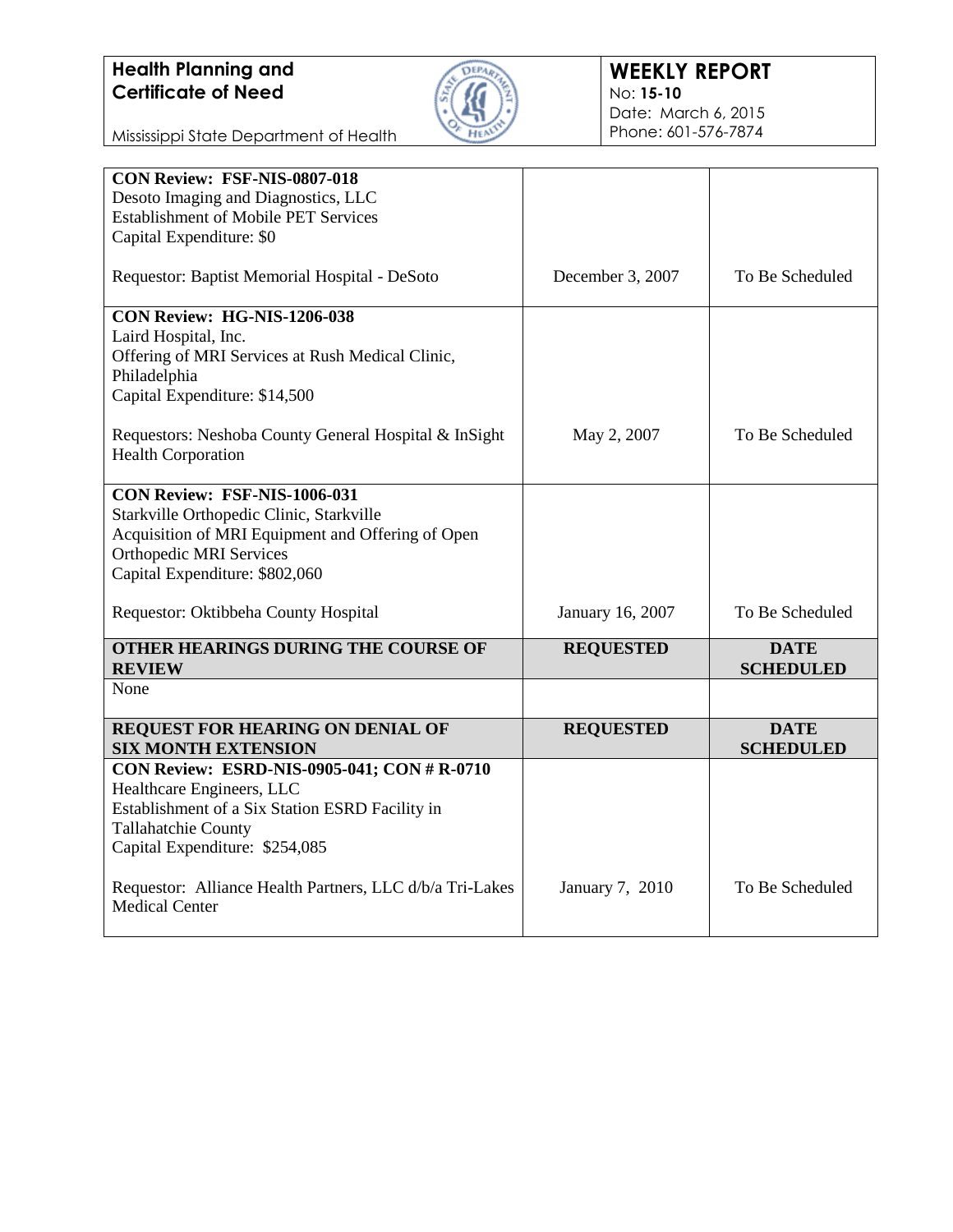**Health Planning and Certificate of Need**

Mississippi State Department of Health

**WEEKLY REPORT**
No: **15-10**
Date: March 6, 2015
Phone: 601-576-7874

| | | |
|---|---|---|
| **CON Review: FSF-NIS-0807-018**<br>Desoto Imaging and Diagnostics, LLC<br>Establishment of Mobile PET Services<br>Capital Expenditure: $0<br><br>Requestor: Baptist Memorial Hospital - DeSoto | December 3, 2007 | To Be Scheduled |
| **CON Review: HG-NIS-1206-038**<br>Laird Hospital, Inc.<br>Offering of MRI Services at Rush Medical Clinic, Philadelphia<br>Capital Expenditure: $14,500<br><br>Requestors: Neshoba County General Hospital & InSight Health Corporation | May 2, 2007 | To Be Scheduled |
| **CON Review: FSF-NIS-1006-031**<br>Starkville Orthopedic Clinic, Starkville<br>Acquisition of MRI Equipment and Offering of Open Orthopedic MRI Services<br>Capital Expenditure: $802,060<br><br>Requestor: Oktibbeha County Hospital | January 16, 2007 | To Be Scheduled |
| **OTHER HEARINGS DURING THE COURSE OF REVIEW** | **REQUESTED** | **DATE SCHEDULED** |
| None | | |
| **REQUEST FOR HEARING ON DENIAL OF SIX MONTH EXTENSION** | **REQUESTED** | **DATE SCHEDULED** |
| **CON Review: ESRD-NIS-0905-041; CON # R-0710**<br>Healthcare Engineers, LLC<br>Establishment of a Six Station ESRD Facility in Tallahatchie County<br>Capital Expenditure: $254,085<br><br>Requestor: Alliance Health Partners, LLC d/b/a Tri-Lakes Medical Center | January 7, 2010 | To Be Scheduled |